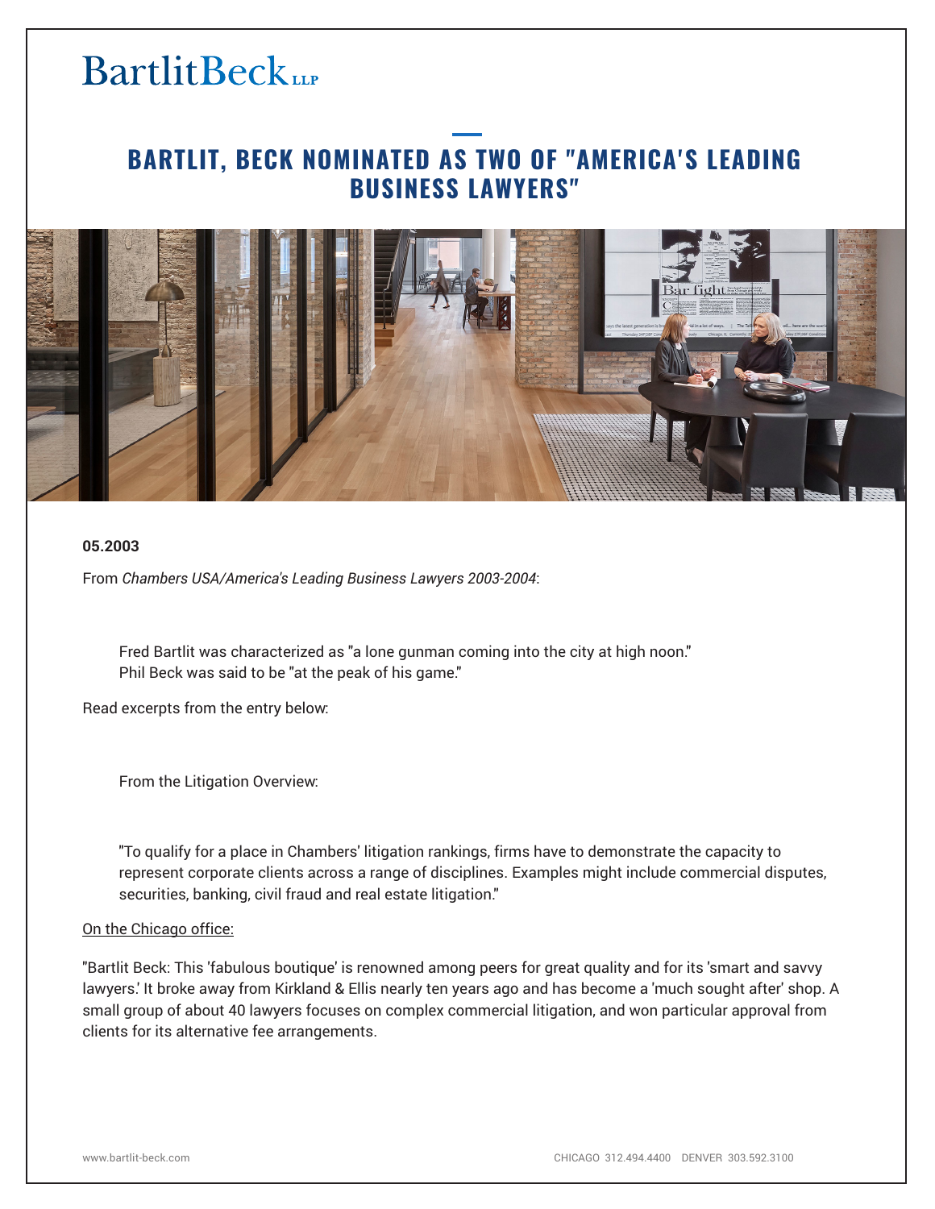BartlitBeck LLP

# BARTLIT, BECK NOMINATED AS TWO OF "AMERICA'S LEADING BUSINESS LAWYERS"

**05.2003**

From *Chambers USA/America's Leading Business Lawyers 2003-2004*:

> Fred Bartlit was characterized as "a lone gunman coming into the city at high noon."
> Phil Beck was said to be "at the peak of his game."

Read excerpts from the entry below:

> From the Litigation Overview:

> "To qualify for a place in Chambers' litigation rankings, firms have to demonstrate the capacity to represent corporate clients across a range of disciplines. Examples might include commercial disputes, securities, banking, civil fraud and real estate litigation."

<u>On the Chicago office:</u>

"Bartlit Beck: This 'fabulous boutique' is renowned among peers for great quality and for its 'smart and savvy lawyers.' It broke away from Kirkland & Ellis nearly ten years ago and has become a 'much sought after' shop. A small group of about 40 lawyers focuses on complex commercial litigation, and won particular approval from clients for its alternative fee arrangements.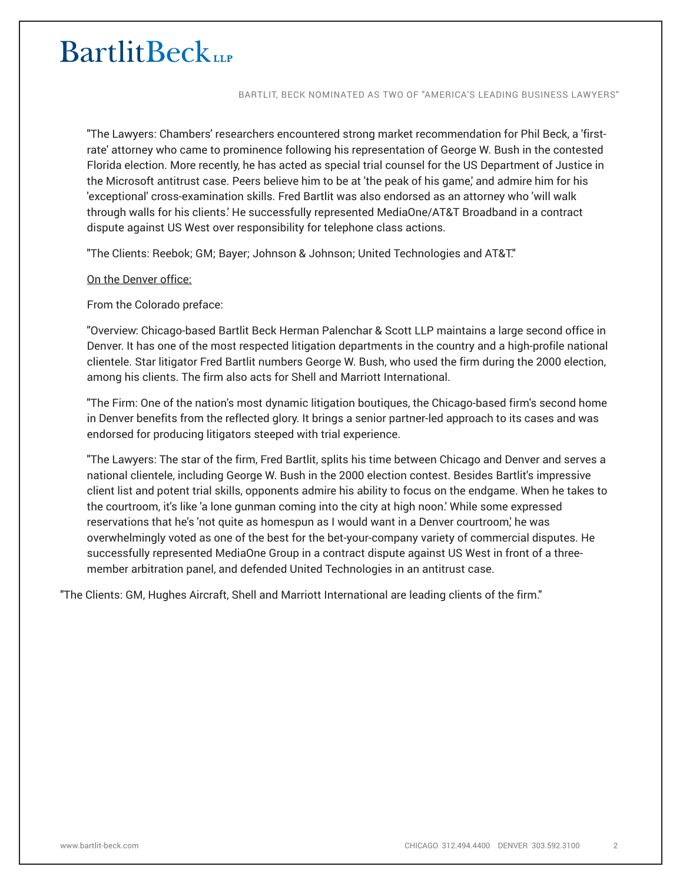"The Lawyers: Chambers' researchers encountered strong market recommendation for Phil Beck, a 'first-rate' attorney who came to prominence following his representation of George W. Bush in the contested Florida election. More recently, he has acted as special trial counsel for the US Department of Justice in the Microsoft antitrust case. Peers believe him to be at 'the peak of his game,' and admire him for his 'exceptional' cross-examination skills. Fred Bartlit was also endorsed as an attorney who 'will walk through walls for his clients.' He successfully represented MediaOne/AT&T Broadband in a contract dispute against US West over responsibility for telephone class actions.

"The Clients: Reebok; GM; Bayer; Johnson & Johnson; United Technologies and AT&T."

<u>On the Denver office:</u>

From the Colorado preface:

"Overview: Chicago-based Bartlit Beck Herman Palenchar & Scott LLP maintains a large second office in Denver. It has one of the most respected litigation departments in the country and a high-profile national clientele. Star litigator Fred Bartlit numbers George W. Bush, who used the firm during the 2000 election, among his clients. The firm also acts for Shell and Marriott International.

"The Firm: One of the nation's most dynamic litigation boutiques, the Chicago-based firm's second home in Denver benefits from the reflected glory. It brings a senior partner-led approach to its cases and was endorsed for producing litigators steeped with trial experience.

"The Lawyers: The star of the firm, Fred Bartlit, splits his time between Chicago and Denver and serves a national clientele, including George W. Bush in the 2000 election contest. Besides Bartlit's impressive client list and potent trial skills, opponents admire his ability to focus on the endgame. When he takes to the courtroom, it's like 'a lone gunman coming into the city at high noon.' While some expressed reservations that he's 'not quite as homespun as I would want in a Denver courtroom,' he was overwhelmingly voted as one of the best for the bet-your-company variety of commercial disputes. He successfully represented MediaOne Group in a contract dispute against US West in front of a three-member arbitration panel, and defended United Technologies in an antitrust case.

"The Clients: GM, Hughes Aircraft, Shell and Marriott International are leading clients of the firm."